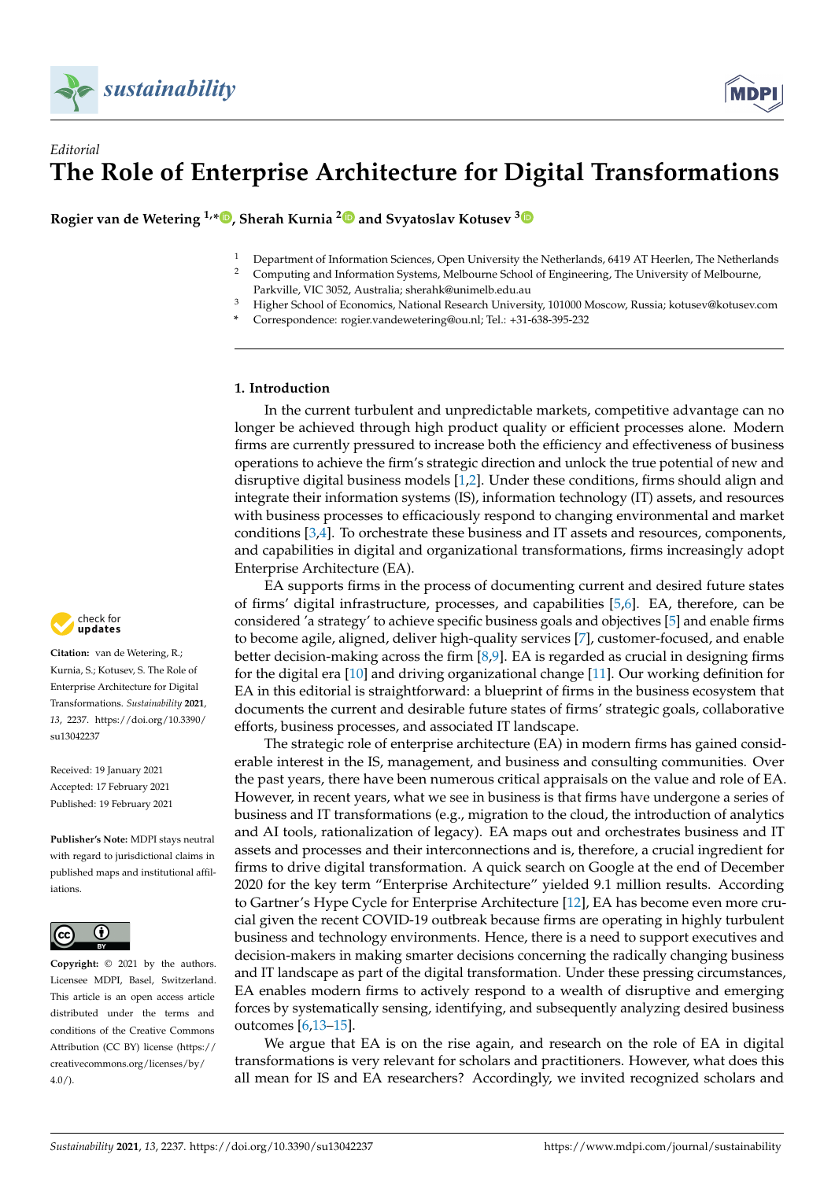*Editorial*

# The Role of Enterprise Architecture for Digital Transformations

**Rogier van de Wetering [1,*], Sherah Kurnia [2] and Svyatoslav Kotusev [3]**

[1] Department of Information Sciences, Open University the Netherlands, 6419 AT Heerlen, The Netherlands
[2] Computing and Information Systems, Melbourne School of Engineering, The University of Melbourne, Parkville, VIC 3052, Australia; sherahk@unimelb.edu.au
[3] Higher School of Economics, National Research University, 101000 Moscow, Russia; kotusev@kotusev.com
\* Correspondence: rogier.vandewetering@ou.nl; Tel.: +31-638-395-232

**Citation:** van de Wetering, R.; Kurnia, S.; Kotusev, S. The Role of Enterprise Architecture for Digital Transformations. *Sustainability* **2021**, *13*, 2237. https://doi.org/10.3390/su13042237

Received: 19 January 2021
Accepted: 17 February 2021
Published: 19 February 2021

**Publisher's Note:** MDPI stays neutral with regard to jurisdictional claims in published maps and institutional affiliations.

**Copyright:** © 2021 by the authors. Licensee MDPI, Basel, Switzerland. This article is an open access article distributed under the terms and conditions of the Creative Commons Attribution (CC BY) license (https://creativecommons.org/licenses/by/4.0/).

## 1. Introduction

In the current turbulent and unpredictable markets, competitive advantage can no longer be achieved through high product quality or efficient processes alone. Modern firms are currently pressured to increase both the efficiency and effectiveness of business operations to achieve the firm's strategic direction and unlock the true potential of new and disruptive digital business models [1,2]. Under these conditions, firms should align and integrate their information systems (IS), information technology (IT) assets, and resources with business processes to efficaciously respond to changing environmental and market conditions [3,4]. To orchestrate these business and IT assets and resources, components, and capabilities in digital and organizational transformations, firms increasingly adopt Enterprise Architecture (EA).

EA supports firms in the process of documenting current and desired future states of firms' digital infrastructure, processes, and capabilities [5,6]. EA, therefore, can be considered 'a strategy' to achieve specific business goals and objectives [5] and enable firms to become agile, aligned, deliver high-quality services [7], customer-focused, and enable better decision-making across the firm [8,9]. EA is regarded as crucial in designing firms for the digital era [10] and driving organizational change [11]. Our working definition for EA in this editorial is straightforward: a blueprint of firms in the business ecosystem that documents the current and desirable future states of firms' strategic goals, collaborative efforts, business processes, and associated IT landscape.

The strategic role of enterprise architecture (EA) in modern firms has gained considerable interest in the IS, management, and business and consulting communities. Over the past years, there have been numerous critical appraisals on the value and role of EA. However, in recent years, what we see in business is that firms have undergone a series of business and IT transformations (e.g., migration to the cloud, the introduction of analytics and AI tools, rationalization of legacy). EA maps out and orchestrates business and IT assets and processes and their interconnections and is, therefore, a crucial ingredient for firms to drive digital transformation. A quick search on Google at the end of December 2020 for the key term "Enterprise Architecture" yielded 9.1 million results. According to Gartner's Hype Cycle for Enterprise Architecture [12], EA has become even more crucial given the recent COVID-19 outbreak because firms are operating in highly turbulent business and technology environments. Hence, there is a need to support executives and decision-makers in making smarter decisions concerning the radically changing business and IT landscape as part of the digital transformation. Under these pressing circumstances, EA enables modern firms to actively respond to a wealth of disruptive and emerging forces by systematically sensing, identifying, and subsequently analyzing desired business outcomes [6,13–15].

We argue that EA is on the rise again, and research on the role of EA in digital transformations is very relevant for scholars and practitioners. However, what does this all mean for IS and EA researchers? Accordingly, we invited recognized scholars and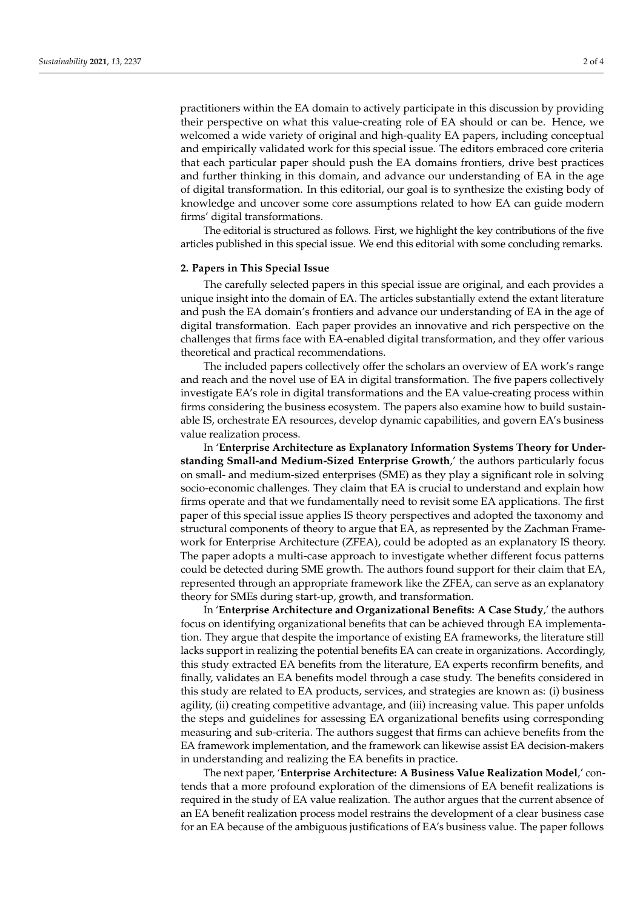practitioners within the EA domain to actively participate in this discussion by providing their perspective on what this value-creating role of EA should or can be. Hence, we welcomed a wide variety of original and high-quality EA papers, including conceptual and empirically validated work for this special issue. The editors embraced core criteria that each particular paper should push the EA domains frontiers, drive best practices and further thinking in this domain, and advance our understanding of EA in the age of digital transformation. In this editorial, our goal is to synthesize the existing body of knowledge and uncover some core assumptions related to how EA can guide modern firms' digital transformations.

The editorial is structured as follows. First, we highlight the key contributions of the five articles published in this special issue. We end this editorial with some concluding remarks.

## 2. Papers in This Special Issue

The carefully selected papers in this special issue are original, and each provides a unique insight into the domain of EA. The articles substantially extend the extant literature and push the EA domain's frontiers and advance our understanding of EA in the age of digital transformation. Each paper provides an innovative and rich perspective on the challenges that firms face with EA-enabled digital transformation, and they offer various theoretical and practical recommendations.

The included papers collectively offer the scholars an overview of EA work's range and reach and the novel use of EA in digital transformation. The five papers collectively investigate EA's role in digital transformations and the EA value-creating process within firms considering the business ecosystem. The papers also examine how to build sustainable IS, orchestrate EA resources, develop dynamic capabilities, and govern EA's business value realization process.

In '**Enterprise Architecture as Explanatory Information Systems Theory for Understanding Small-and Medium-Sized Enterprise Growth**,' the authors particularly focus on small- and medium-sized enterprises (SME) as they play a significant role in solving socio-economic challenges. They claim that EA is crucial to understand and explain how firms operate and that we fundamentally need to revisit some EA applications. The first paper of this special issue applies IS theory perspectives and adopted the taxonomy and structural components of theory to argue that EA, as represented by the Zachman Framework for Enterprise Architecture (ZFEA), could be adopted as an explanatory IS theory. The paper adopts a multi-case approach to investigate whether different focus patterns could be detected during SME growth. The authors found support for their claim that EA, represented through an appropriate framework like the ZFEA, can serve as an explanatory theory for SMEs during start-up, growth, and transformation.

In '**Enterprise Architecture and Organizational Benefits: A Case Study**,' the authors focus on identifying organizational benefits that can be achieved through EA implementation. They argue that despite the importance of existing EA frameworks, the literature still lacks support in realizing the potential benefits EA can create in organizations. Accordingly, this study extracted EA benefits from the literature, EA experts reconfirm benefits, and finally, validates an EA benefits model through a case study. The benefits considered in this study are related to EA products, services, and strategies are known as: (i) business agility, (ii) creating competitive advantage, and (iii) increasing value. This paper unfolds the steps and guidelines for assessing EA organizational benefits using corresponding measuring and sub-criteria. The authors suggest that firms can achieve benefits from the EA framework implementation, and the framework can likewise assist EA decision-makers in understanding and realizing the EA benefits in practice.

The next paper, '**Enterprise Architecture: A Business Value Realization Model**,' contends that a more profound exploration of the dimensions of EA benefit realizations is required in the study of EA value realization. The author argues that the current absence of an EA benefit realization process model restrains the development of a clear business case for an EA because of the ambiguous justifications of EA's business value. The paper follows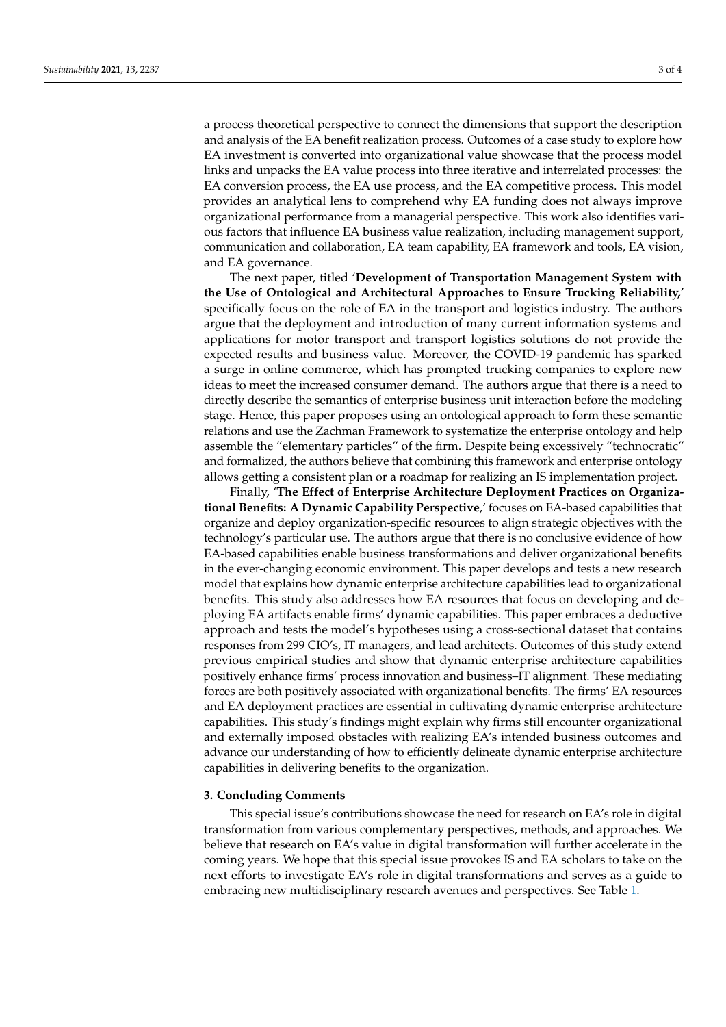a process theoretical perspective to connect the dimensions that support the description and analysis of the EA benefit realization process. Outcomes of a case study to explore how EA investment is converted into organizational value showcase that the process model links and unpacks the EA value process into three iterative and interrelated processes: the EA conversion process, the EA use process, and the EA competitive process. This model provides an analytical lens to comprehend why EA funding does not always improve organizational performance from a managerial perspective. This work also identifies various factors that influence EA business value realization, including management support, communication and collaboration, EA team capability, EA framework and tools, EA vision, and EA governance.

The next paper, titled '**Development of Transportation Management System with the Use of Ontological and Architectural Approaches to Ensure Trucking Reliability,**' specifically focus on the role of EA in the transport and logistics industry. The authors argue that the deployment and introduction of many current information systems and applications for motor transport and transport logistics solutions do not provide the expected results and business value. Moreover, the COVID-19 pandemic has sparked a surge in online commerce, which has prompted trucking companies to explore new ideas to meet the increased consumer demand. The authors argue that there is a need to directly describe the semantics of enterprise business unit interaction before the modeling stage. Hence, this paper proposes using an ontological approach to form these semantic relations and use the Zachman Framework to systematize the enterprise ontology and help assemble the "elementary particles" of the firm. Despite being excessively "technocratic" and formalized, the authors believe that combining this framework and enterprise ontology allows getting a consistent plan or a roadmap for realizing an IS implementation project.

Finally, '**The Effect of Enterprise Architecture Deployment Practices on Organizational Benefits: A Dynamic Capability Perspective**,' focuses on EA-based capabilities that organize and deploy organization-specific resources to align strategic objectives with the technology's particular use. The authors argue that there is no conclusive evidence of how EA-based capabilities enable business transformations and deliver organizational benefits in the ever-changing economic environment. This paper develops and tests a new research model that explains how dynamic enterprise architecture capabilities lead to organizational benefits. This study also addresses how EA resources that focus on developing and deploying EA artifacts enable firms' dynamic capabilities. This paper embraces a deductive approach and tests the model's hypotheses using a cross-sectional dataset that contains responses from 299 CIO's, IT managers, and lead architects. Outcomes of this study extend previous empirical studies and show that dynamic enterprise architecture capabilities positively enhance firms' process innovation and business–IT alignment. These mediating forces are both positively associated with organizational benefits. The firms' EA resources and EA deployment practices are essential in cultivating dynamic enterprise architecture capabilities. This study's findings might explain why firms still encounter organizational and externally imposed obstacles with realizing EA's intended business outcomes and advance our understanding of how to efficiently delineate dynamic enterprise architecture capabilities in delivering benefits to the organization.

## 3. Concluding Comments

This special issue's contributions showcase the need for research on EA's role in digital transformation from various complementary perspectives, methods, and approaches. We believe that research on EA's value in digital transformation will further accelerate in the coming years. We hope that this special issue provokes IS and EA scholars to take on the next efforts to investigate EA's role in digital transformations and serves as a guide to embracing new multidisciplinary research avenues and perspectives. See Table 1.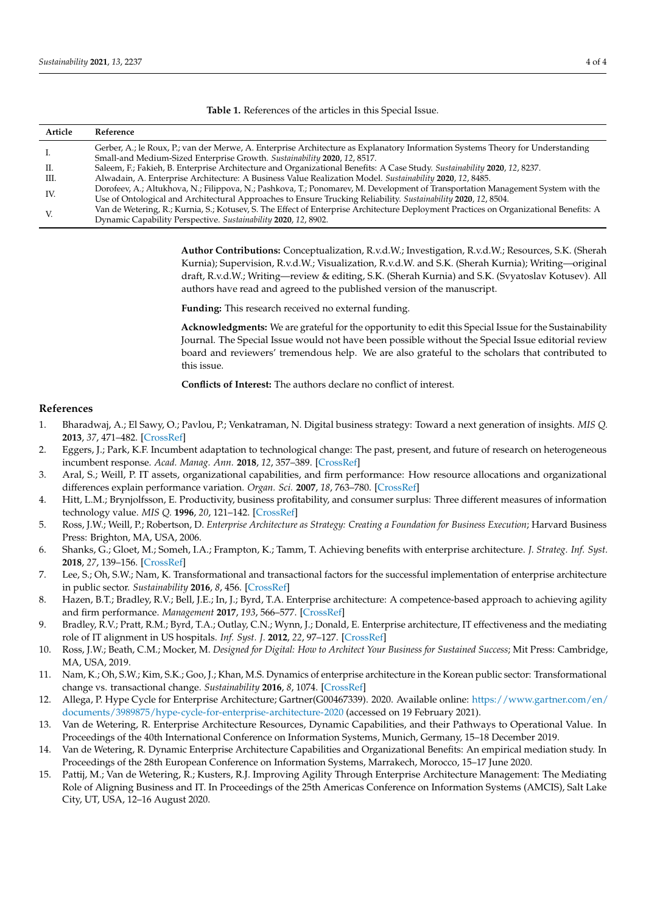**Table 1.** References of the articles in this Special Issue.

| Article | Reference |
| --- | --- |
| I. | Gerber, A.; le Roux, P.; van der Merwe, A. Enterprise Architecture as Explanatory Information Systems Theory for Understanding Small-and Medium-Sized Enterprise Growth. *Sustainability* **2020**, *12*, 8517. |
| II. | Saleem, F.; Fakieh, B. Enterprise Architecture and Organizational Benefits: A Case Study. *Sustainability* **2020**, *12*, 8237. |
| III. | Alwadain, A. Enterprise Architecture: A Business Value Realization Model. *Sustainability* **2020**, *12*, 8485. |
| IV. | Dorofeev, A.; Altukhova, N.; Filippova, N.; Pashkova, T.; Ponomarev, M. Development of Transportation Management System with the Use of Ontological and Architectural Approaches to Ensure Trucking Reliability. *Sustainability* **2020**, *12*, 8504. |
| V. | Van de Wetering, R.; Kurnia, S.; Kotusev, S. The Effect of Enterprise Architecture Deployment Practices on Organizational Benefits: A Dynamic Capability Perspective. *Sustainability* **2020**, *12*, 8902. |

**Author Contributions:** Conceptualization, R.v.d.W.; Investigation, R.v.d.W.; Resources, S.K. (Sherah Kurnia); Supervision, R.v.d.W.; Visualization, R.v.d.W. and S.K. (Sherah Kurnia); Writing—original draft, R.v.d.W.; Writing—review & editing, S.K. (Sherah Kurnia) and S.K. (Svyatoslav Kotusev). All authors have read and agreed to the published version of the manuscript.

**Funding:** This research received no external funding.

**Acknowledgments:** We are grateful for the opportunity to edit this Special Issue for the Sustainability Journal. The Special Issue would not have been possible without the Special Issue editorial review board and reviewers' tremendous help. We are also grateful to the scholars that contributed to this issue.

**Conflicts of Interest:** The authors declare no conflict of interest.

## References

1. Bharadwaj, A.; El Sawy, O.; Pavlou, P.; Venkatraman, N. Digital business strategy: Toward a next generation of insights. *MIS Q.* **2013**, *37*, 471–482. [CrossRef]
2. Eggers, J.; Park, K.F. Incumbent adaptation to technological change: The past, present, and future of research on heterogeneous incumbent response. *Acad. Manag. Ann.* **2018**, *12*, 357–389. [CrossRef]
3. Aral, S.; Weill, P. IT assets, organizational capabilities, and firm performance: How resource allocations and organizational differences explain performance variation. *Organ. Sci.* **2007**, *18*, 763–780. [CrossRef]
4. Hitt, L.M.; Brynjolfsson, E. Productivity, business profitability, and consumer surplus: Three different measures of information technology value. *MIS Q.* **1996**, *20*, 121–142. [CrossRef]
5. Ross, J.W.; Weill, P.; Robertson, D. *Enterprise Architecture as Strategy: Creating a Foundation for Business Execution*; Harvard Business Press: Brighton, MA, USA, 2006.
6. Shanks, G.; Gloet, M.; Someh, I.A.; Frampton, K.; Tamm, T. Achieving benefits with enterprise architecture. *J. Strateg. Inf. Syst.* **2018**, *27*, 139–156. [CrossRef]
7. Lee, S.; Oh, S.W.; Nam, K. Transformational and transactional factors for the successful implementation of enterprise architecture in public sector. *Sustainability* **2016**, *8*, 456. [CrossRef]
8. Hazen, B.T.; Bradley, R.V.; Bell, J.E.; In, J.; Byrd, T.A. Enterprise architecture: A competence-based approach to achieving agility and firm performance. *Management* **2017**, *193*, 566–577. [CrossRef]
9. Bradley, R.V.; Pratt, R.M.; Byrd, T.A.; Outlay, C.N.; Wynn, J.; Donald, E. Enterprise architecture, IT effectiveness and the mediating role of IT alignment in US hospitals. *Inf. Syst. J.* **2012**, *22*, 97–127. [CrossRef]
10. Ross, J.W.; Beath, C.M.; Mocker, M. *Designed for Digital: How to Architect Your Business for Sustained Success*; Mit Press: Cambridge, MA, USA, 2019.
11. Nam, K.; Oh, S.W.; Kim, S.K.; Goo, J.; Khan, M.S. Dynamics of enterprise architecture in the Korean public sector: Transformational change vs. transactional change. *Sustainability* **2016**, *8*, 1074. [CrossRef]
12. Allega, P. Hype Cycle for Enterprise Architecture; Gartner(G00467339). 2020. Available online: https://www.gartner.com/en/documents/3989875/hype-cycle-for-enterprise-architecture-2020 (accessed on 19 February 2021).
13. Van de Wetering, R. Enterprise Architecture Resources, Dynamic Capabilities, and their Pathways to Operational Value. In Proceedings of the 40th International Conference on Information Systems, Munich, Germany, 15–18 December 2019.
14. Van de Wetering, R. Dynamic Enterprise Architecture Capabilities and Organizational Benefits: An empirical mediation study. In Proceedings of the 28th European Conference on Information Systems, Marrakech, Morocco, 15–17 June 2020.
15. Pattij, M.; Van de Wetering, R.; Kusters, R.J. Improving Agility Through Enterprise Architecture Management: The Mediating Role of Aligning Business and IT. In Proceedings of the 25th Americas Conference on Information Systems (AMCIS), Salt Lake City, UT, USA, 12–16 August 2020.